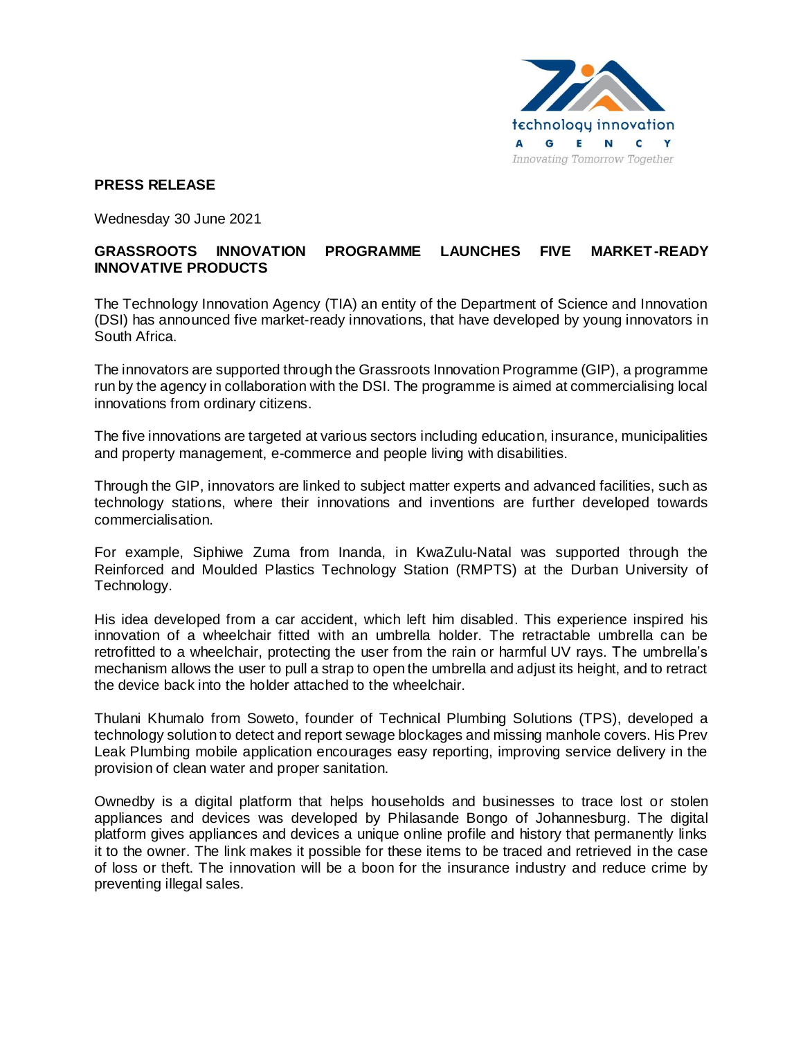technology innovation
AGENCY
*Innovating Tomorrow Together*

**PRESS RELEASE**

Wednesday 30 June 2021

**GRASSROOTS INNOVATION PROGRAMME LAUNCHES FIVE MARKET-READY INNOVATIVE PRODUCTS**

The Technology Innovation Agency (TIA) an entity of the Department of Science and Innovation (DSI) has announced five market-ready innovations, that have developed by young innovators in South Africa.

The innovators are supported through the Grassroots Innovation Programme (GIP), a programme run by the agency in collaboration with the DSI. The programme is aimed at commercialising local innovations from ordinary citizens.

The five innovations are targeted at various sectors including education, insurance, municipalities and property management, e-commerce and people living with disabilities.

Through the GIP, innovators are linked to subject matter experts and advanced facilities, such as technology stations, where their innovations and inventions are further developed towards commercialisation.

For example, Siphiwe Zuma from Inanda, in KwaZulu-Natal was supported through the Reinforced and Moulded Plastics Technology Station (RMPTS) at the Durban University of Technology.

His idea developed from a car accident, which left him disabled. This experience inspired his innovation of a wheelchair fitted with an umbrella holder. The retractable umbrella can be retrofitted to a wheelchair, protecting the user from the rain or harmful UV rays. The umbrella's mechanism allows the user to pull a strap to open the umbrella and adjust its height, and to retract the device back into the holder attached to the wheelchair.

Thulani Khumalo from Soweto, founder of Technical Plumbing Solutions (TPS), developed a technology solution to detect and report sewage blockages and missing manhole covers. His Prev Leak Plumbing mobile application encourages easy reporting, improving service delivery in the provision of clean water and proper sanitation.

Ownedby is a digital platform that helps households and businesses to trace lost or stolen appliances and devices was developed by Philasande Bongo of Johannesburg. The digital platform gives appliances and devices a unique online profile and history that permanently links it to the owner. The link makes it possible for these items to be traced and retrieved in the case of loss or theft. The innovation will be a boon for the insurance industry and reduce crime by preventing illegal sales.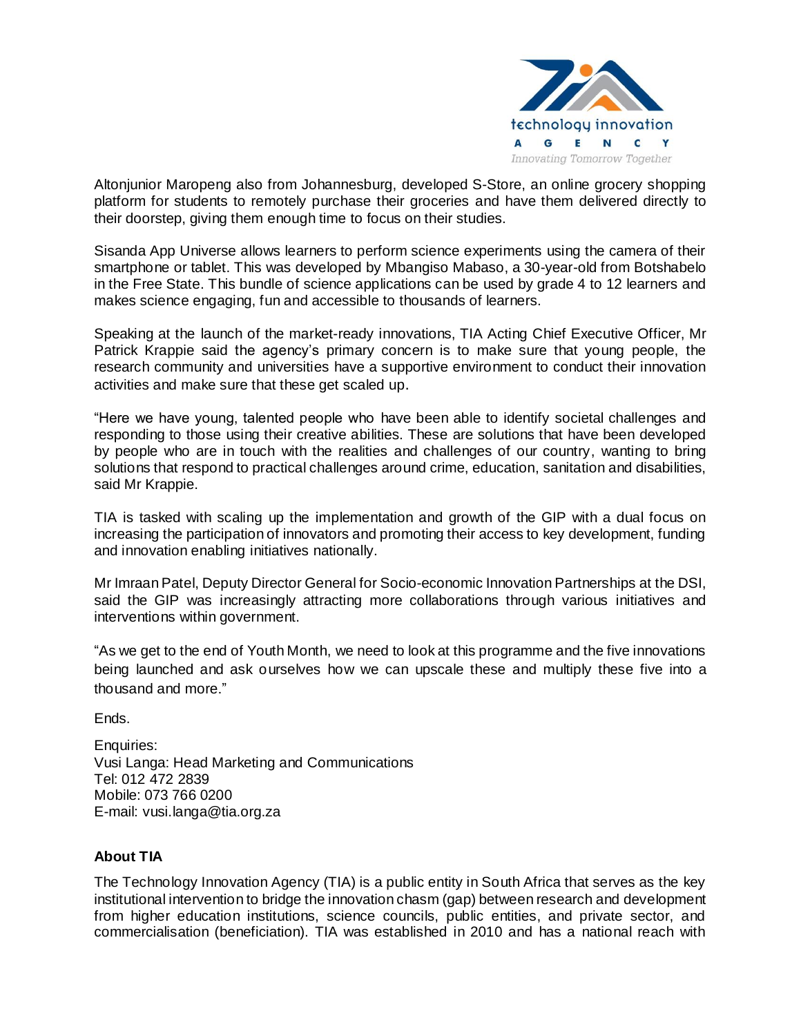Altonjunior Maropeng also from Johannesburg, developed S-Store, an online grocery shopping platform for students to remotely purchase their groceries and have them delivered directly to their doorstep, giving them enough time to focus on their studies.

Sisanda App Universe allows learners to perform science experiments using the camera of their smartphone or tablet. This was developed by Mbangiso Mabaso, a 30-year-old from Botshabelo in the Free State. This bundle of science applications can be used by grade 4 to 12 learners and makes science engaging, fun and accessible to thousands of learners.

Speaking at the launch of the market-ready innovations, TIA Acting Chief Executive Officer, Mr Patrick Krappie said the agency's primary concern is to make sure that young people, the research community and universities have a supportive environment to conduct their innovation activities and make sure that these get scaled up.

"Here we have young, talented people who have been able to identify societal challenges and responding to those using their creative abilities. These are solutions that have been developed by people who are in touch with the realities and challenges of our country, wanting to bring solutions that respond to practical challenges around crime, education, sanitation and disabilities, said Mr Krappie.

TIA is tasked with scaling up the implementation and growth of the GIP with a dual focus on increasing the participation of innovators and promoting their access to key development, funding and innovation enabling initiatives nationally.

Mr Imraan Patel, Deputy Director General for Socio-economic Innovation Partnerships at the DSI, said the GIP was increasingly attracting more collaborations through various initiatives and interventions within government.

"As we get to the end of Youth Month, we need to look at this programme and the five innovations being launched and ask ourselves how we can upscale these and multiply these five into a thousand and more."

Ends.

Enquiries:
Vusi Langa: Head Marketing and Communications
Tel: 012 472 2839
Mobile: 073 766 0200
E-mail: vusi.langa@tia.org.za

**About TIA**

The Technology Innovation Agency (TIA) is a public entity in South Africa that serves as the key institutional intervention to bridge the innovation chasm (gap) between research and development from higher education institutions, science councils, public entities, and private sector, and commercialisation (beneficiation). TIA was established in 2010 and has a national reach with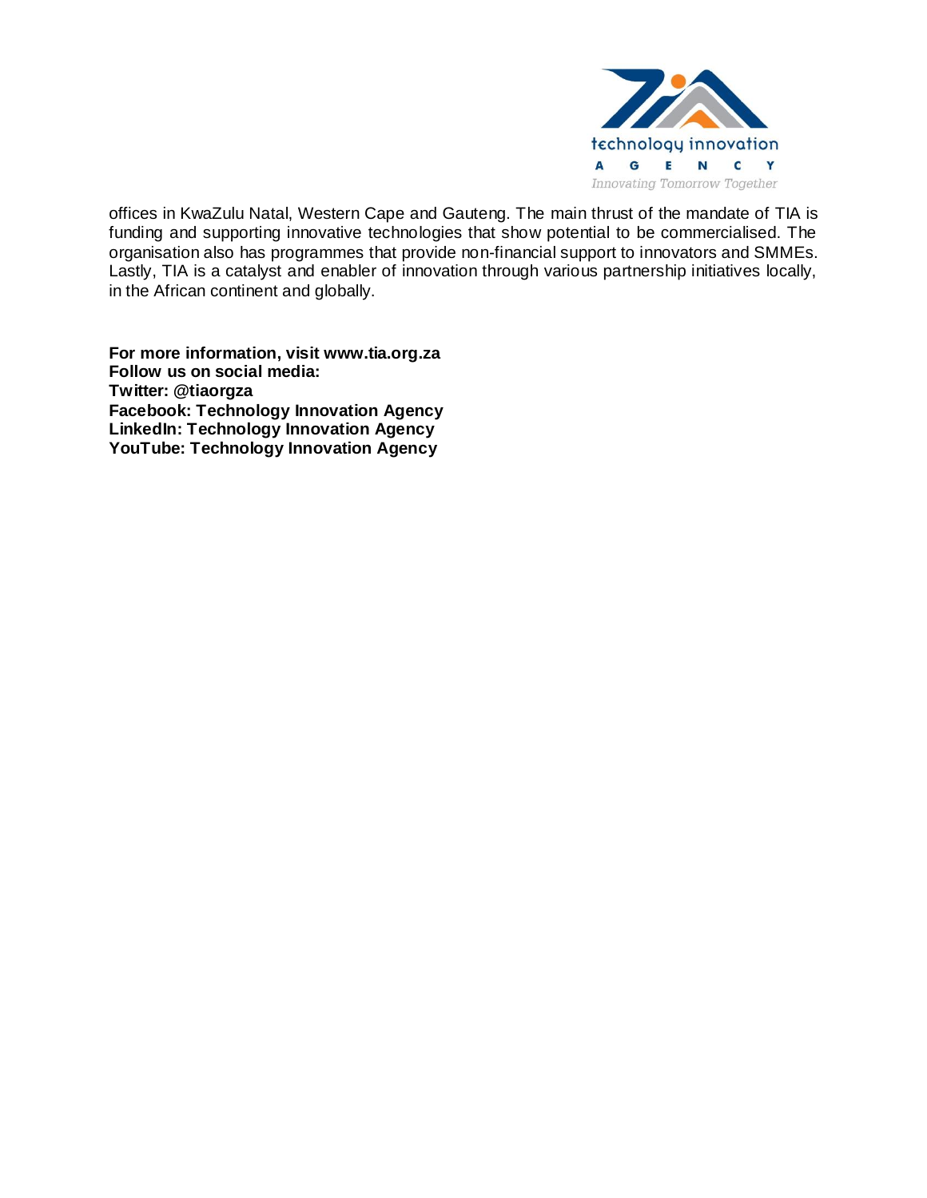offices in KwaZulu Natal, Western Cape and Gauteng. The main thrust of the mandate of TIA is funding and supporting innovative technologies that show potential to be commercialised. The organisation also has programmes that provide non-financial support to innovators and SMMEs. Lastly, TIA is a catalyst and enabler of innovation through various partnership initiatives locally, in the African continent and globally.

**For more information, visit www.tia.org.za**
**Follow us on social media:**
**Twitter: @tiaorgza**
**Facebook: Technology Innovation Agency**
**LinkedIn: Technology Innovation Agency**
**YouTube: Technology Innovation Agency**